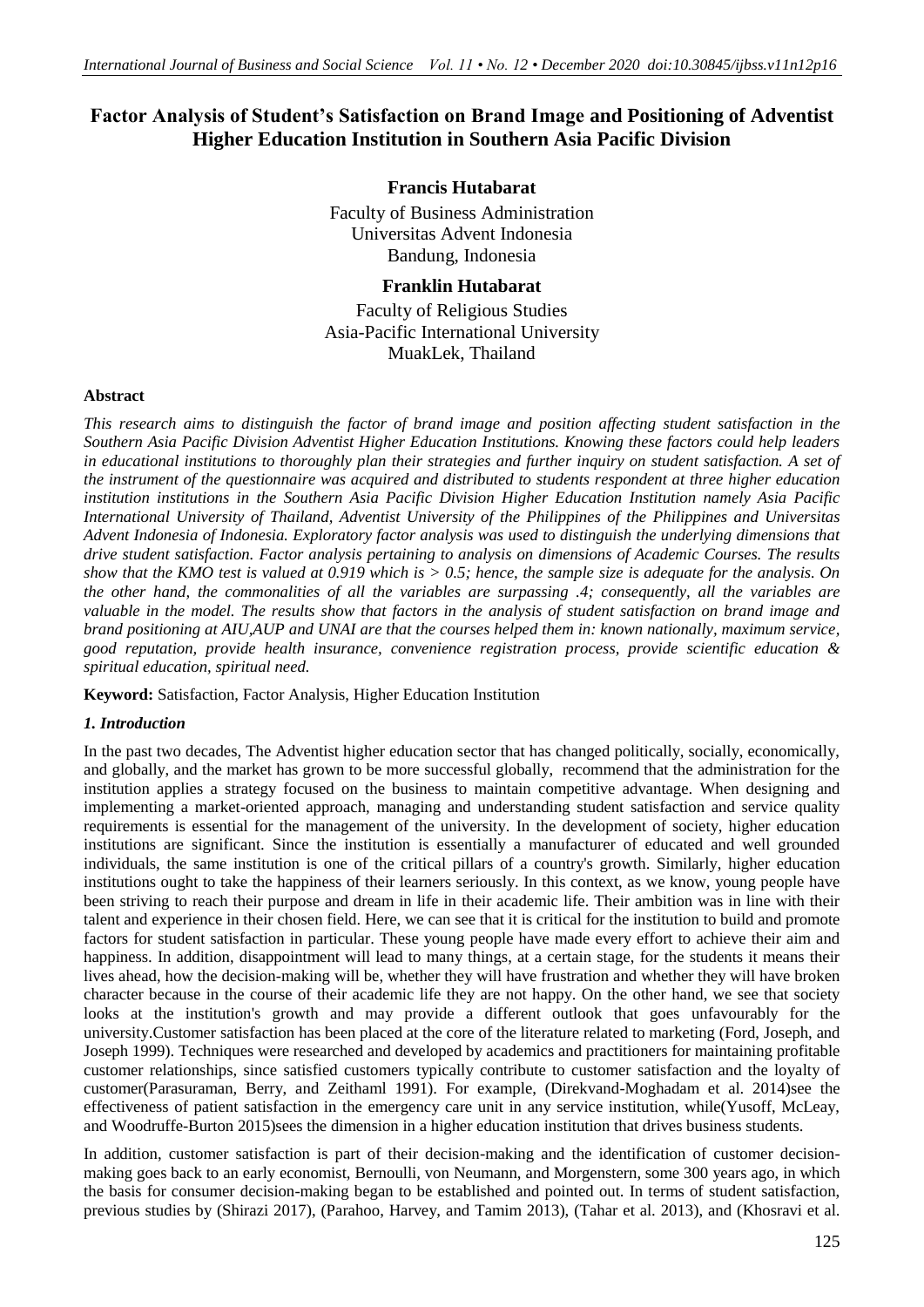# Factor Analysis of Student's Satisfaction on Brand Image and Positioning of Adventist Higher Education Institution in Southern Asia Pacific Division

**Francis Hutabarat**

Faculty of Business Administration
Universitas Advent Indonesia
Bandung, Indonesia

**Franklin Hutabarat**

Faculty of Religious Studies
Asia-Pacific International University
MuakLek, Thailand

### Abstract

*This research aims to distinguish the factor of brand image and position affecting student satisfaction in the Southern Asia Pacific Division Adventist Higher Education Institutions. Knowing these factors could help leaders in educational institutions to thoroughly plan their strategies and further inquiry on student satisfaction. A set of the instrument of the questionnaire was acquired and distributed to students respondent at three higher education institution institutions in the Southern Asia Pacific Division Higher Education Institution namely Asia Pacific International University of Thailand, Adventist University of the Philippines of the Philippines and Universitas Advent Indonesia of Indonesia. Exploratory factor analysis was used to distinguish the underlying dimensions that drive student satisfaction. Factor analysis pertaining to analysis on dimensions of Academic Courses. The results show that the KMO test is valued at 0.919 which is > 0.5; hence, the sample size is adequate for the analysis. On the other hand, the commonalities of all the variables are surpassing .4; consequently, all the variables are valuable in the model. The results show that factors in the analysis of student satisfaction on brand image and brand positioning at AIU,AUP and UNAI are that the courses helped them in: known nationally, maximum service, good reputation, provide health insurance, convenience registration process, provide scientific education & spiritual education, spiritual need.*

**Keyword:** Satisfaction, Factor Analysis, Higher Education Institution

### *1. Introduction*

In the past two decades, The Adventist higher education sector that has changed politically, socially, economically, and globally, and the market has grown to be more successful globally, recommend that the administration for the institution applies a strategy focused on the business to maintain competitive advantage. When designing and implementing a market-oriented approach, managing and understanding student satisfaction and service quality requirements is essential for the management of the university. In the development of society, higher education institutions are significant. Since the institution is essentially a manufacturer of educated and well grounded individuals, the same institution is one of the critical pillars of a country's growth. Similarly, higher education institutions ought to take the happiness of their learners seriously. In this context, as we know, young people have been striving to reach their purpose and dream in life in their academic life. Their ambition was in line with their talent and experience in their chosen field. Here, we can see that it is critical for the institution to build and promote factors for student satisfaction in particular. These young people have made every effort to achieve their aim and happiness. In addition, disappointment will lead to many things, at a certain stage, for the students it means their lives ahead, how the decision-making will be, whether they will have frustration and whether they will have broken character because in the course of their academic life they are not happy. On the other hand, we see that society looks at the institution's growth and may provide a different outlook that goes unfavourably for the university.Customer satisfaction has been placed at the core of the literature related to marketing (Ford, Joseph, and Joseph 1999). Techniques were researched and developed by academics and practitioners for maintaining profitable customer relationships, since satisfied customers typically contribute to customer satisfaction and the loyalty of customer(Parasuraman, Berry, and Zeithaml 1991). For example, (Direkvand-Moghadam et al. 2014)see the effectiveness of patient satisfaction in the emergency care unit in any service institution, while(Yusoff, McLeay, and Woodruffe-Burton 2015)sees the dimension in a higher education institution that drives business students.

In addition, customer satisfaction is part of their decision-making and the identification of customer decision-making goes back to an early economist, Bernoulli, von Neumann, and Morgenstern, some 300 years ago, in which the basis for consumer decision-making began to be established and pointed out. In terms of student satisfaction, previous studies by (Shirazi 2017), (Parahoo, Harvey, and Tamim 2013), (Tahar et al. 2013), and (Khosravi et al.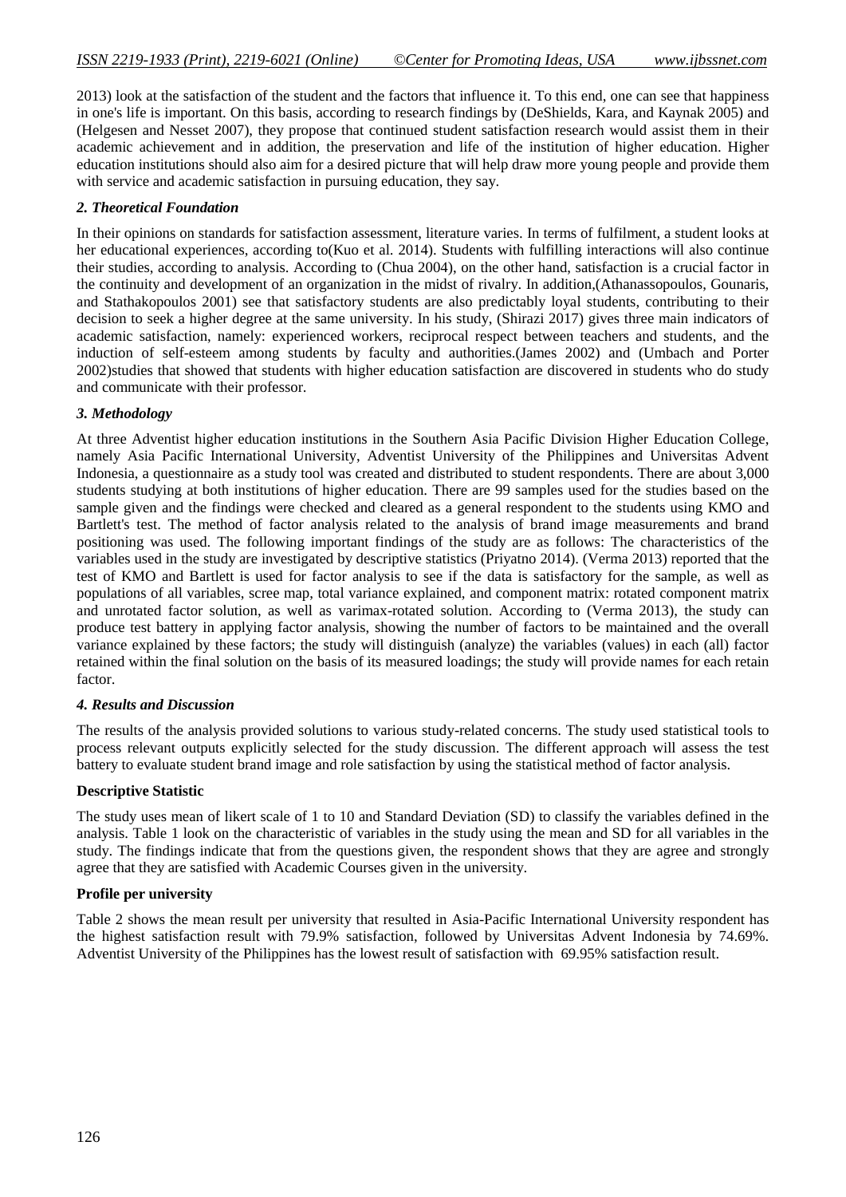2013) look at the satisfaction of the student and the factors that influence it. To this end, one can see that happiness in one's life is important. On this basis, according to research findings by (DeShields, Kara, and Kaynak 2005) and (Helgesen and Nesset 2007), they propose that continued student satisfaction research would assist them in their academic achievement and in addition, the preservation and life of the institution of higher education. Higher education institutions should also aim for a desired picture that will help draw more young people and provide them with service and academic satisfaction in pursuing education, they say.

### *2. Theoretical Foundation*

In their opinions on standards for satisfaction assessment, literature varies. In terms of fulfilment, a student looks at her educational experiences, according to(Kuo et al. 2014). Students with fulfilling interactions will also continue their studies, according to analysis. According to (Chua 2004), on the other hand, satisfaction is a crucial factor in the continuity and development of an organization in the midst of rivalry. In addition,(Athanassopoulos, Gounaris, and Stathakopoulos 2001) see that satisfactory students are also predictably loyal students, contributing to their decision to seek a higher degree at the same university. In his study, (Shirazi 2017) gives three main indicators of academic satisfaction, namely: experienced workers, reciprocal respect between teachers and students, and the induction of self-esteem among students by faculty and authorities.(James 2002) and (Umbach and Porter 2002)studies that showed that students with higher education satisfaction are discovered in students who do study and communicate with their professor.

### *3. Methodology*

At three Adventist higher education institutions in the Southern Asia Pacific Division Higher Education College, namely Asia Pacific International University, Adventist University of the Philippines and Universitas Advent Indonesia, a questionnaire as a study tool was created and distributed to student respondents. There are about 3,000 students studying at both institutions of higher education. There are 99 samples used for the studies based on the sample given and the findings were checked and cleared as a general respondent to the students using KMO and Bartlett's test. The method of factor analysis related to the analysis of brand image measurements and brand positioning was used. The following important findings of the study are as follows: The characteristics of the variables used in the study are investigated by descriptive statistics (Priyatno 2014). (Verma 2013) reported that the test of KMO and Bartlett is used for factor analysis to see if the data is satisfactory for the sample, as well as populations of all variables, scree map, total variance explained, and component matrix: rotated component matrix and unrotated factor solution, as well as varimax-rotated solution. According to (Verma 2013), the study can produce test battery in applying factor analysis, showing the number of factors to be maintained and the overall variance explained by these factors; the study will distinguish (analyze) the variables (values) in each (all) factor retained within the final solution on the basis of its measured loadings; the study will provide names for each retain factor.

### *4. Results and Discussion*

The results of the analysis provided solutions to various study-related concerns. The study used statistical tools to process relevant outputs explicitly selected for the study discussion. The different approach will assess the test battery to evaluate student brand image and role satisfaction by using the statistical method of factor analysis.

**Descriptive Statistic**

The study uses mean of likert scale of 1 to 10 and Standard Deviation (SD) to classify the variables defined in the analysis. Table 1 look on the characteristic of variables in the study using the mean and SD for all variables in the study. The findings indicate that from the questions given, the respondent shows that they are agree and strongly agree that they are satisfied with Academic Courses given in the university.

**Profile per university**

Table 2 shows the mean result per university that resulted in Asia-Pacific International University respondent has the highest satisfaction result with 79.9% satisfaction, followed by Universitas Advent Indonesia by 74.69%. Adventist University of the Philippines has the lowest result of satisfaction with 69.95% satisfaction result.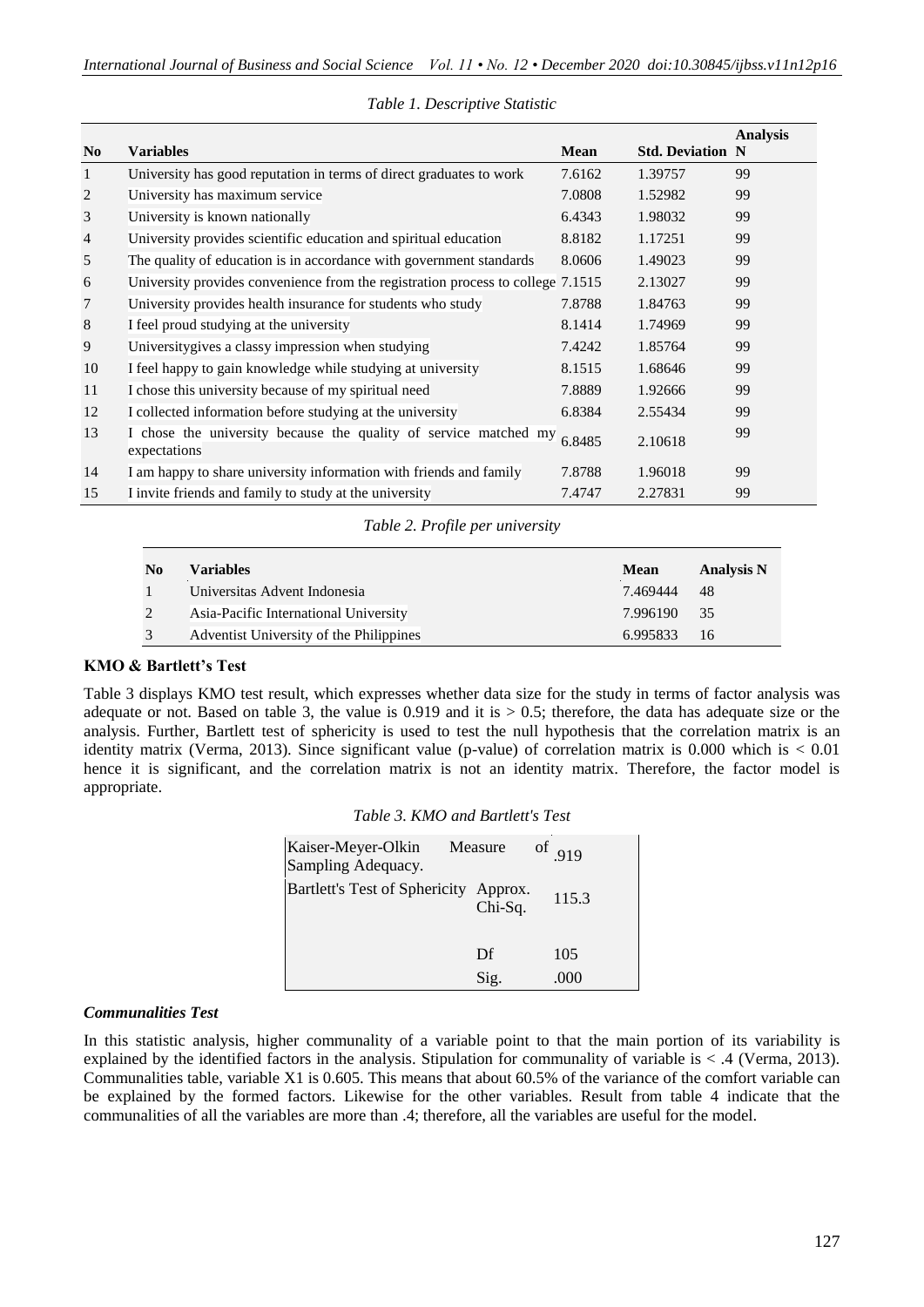*Table 1. Descriptive Statistic*

| No | Variables | Mean | Std. Deviation | Analysis N |
|---|---|---|---|---|
| 1 | University has good reputation in terms of direct graduates to work | 7.6162 | 1.39757 | 99 |
| 2 | University has maximum service | 7.0808 | 1.52982 | 99 |
| 3 | University is known nationally | 6.4343 | 1.98032 | 99 |
| 4 | University provides scientific education and spiritual education | 8.8182 | 1.17251 | 99 |
| 5 | The quality of education is in accordance with government standards | 8.0606 | 1.49023 | 99 |
| 6 | University provides convenience from the registration process to college | 7.1515 | 2.13027 | 99 |
| 7 | University provides health insurance for students who study | 7.8788 | 1.84763 | 99 |
| 8 | I feel proud studying at the university | 8.1414 | 1.74969 | 99 |
| 9 | Universitygives a classy impression when studying | 7.4242 | 1.85764 | 99 |
| 10 | I feel happy to gain knowledge while studying at university | 8.1515 | 1.68646 | 99 |
| 11 | I chose this university because of my spiritual need | 7.8889 | 1.92666 | 99 |
| 12 | I collected information before studying at the university | 6.8384 | 2.55434 | 99 |
| 13 | I chose the university because the quality of service matched my expectations | 6.8485 | 2.10618 | 99 |
| 14 | I am happy to share university information with friends and family | 7.8788 | 1.96018 | 99 |
| 15 | I invite friends and family to study at the university | 7.4747 | 2.27831 | 99 |

*Table 2. Profile per university*

| No | Variables | Mean | Analysis N |
|---|---|---|---|
| 1 | Universitas Advent Indonesia | 7.469444 | 48 |
| 2 | Asia-Pacific International University | 7.996190 | 35 |
| 3 | Adventist University of the Philippines | 6.995833 | 16 |

### KMO & Bartlett's Test

Table 3 displays KMO test result, which expresses whether data size for the study in terms of factor analysis was adequate or not. Based on table 3, the value is 0.919 and it is > 0.5; therefore, the data has adequate size or the analysis. Further, Bartlett test of sphericity is used to test the null hypothesis that the correlation matrix is an identity matrix (Verma, 2013). Since significant value (p-value) of correlation matrix is 0.000 which is < 0.01 hence it is significant, and the correlation matrix is not an identity matrix. Therefore, the factor model is appropriate.

*Table 3. KMO and Bartlett's Test*

| | | |
|---|---|---|
| Kaiser-Meyer-Olkin Measure of Sampling Adequacy. | | .919 |
| Bartlett's Test of Sphericity | Approx. Chi-Sq. | 115.3 |
| | Df | 105 |
| | Sig. | .000 |

### *Communalities Test*

In this statistic analysis, higher communality of a variable point to that the main portion of its variability is explained by the identified factors in the analysis. Stipulation for communality of variable is < .4 (Verma, 2013). Communalities table, variable X1 is 0.605. This means that about 60.5% of the variance of the comfort variable can be explained by the formed factors. Likewise for the other variables. Result from table 4 indicate that the communalities of all the variables are more than .4; therefore, all the variables are useful for the model.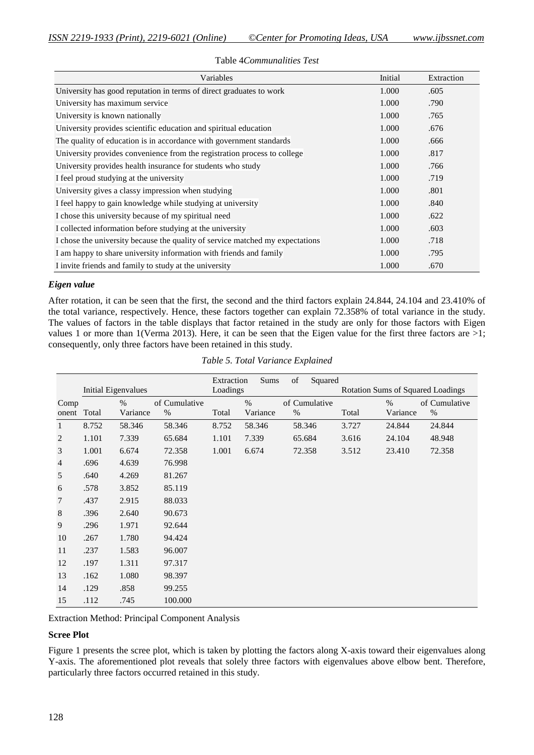Table 4*Communalities Test*

| Variables | Initial | Extraction |
|---|---|---|
| University has good reputation in terms of direct graduates to work | 1.000 | .605 |
| University has maximum service | 1.000 | .790 |
| University is known nationally | 1.000 | .765 |
| University provides scientific education and spiritual education | 1.000 | .676 |
| The quality of education is in accordance with government standards | 1.000 | .666 |
| University provides convenience from the registration process to college | 1.000 | .817 |
| University provides health insurance for students who study | 1.000 | .766 |
| I feel proud studying at the university | 1.000 | .719 |
| University gives a classy impression when studying | 1.000 | .801 |
| I feel happy to gain knowledge while studying at university | 1.000 | .840 |
| I chose this university because of my spiritual need | 1.000 | .622 |
| I collected information before studying at the university | 1.000 | .603 |
| I chose the university because the quality of service matched my expectations | 1.000 | .718 |
| I am happy to share university information with friends and family | 1.000 | .795 |
| I invite friends and family to study at the university | 1.000 | .670 |

### *Eigen value*

After rotation, it can be seen that the first, the second and the third factors explain 24.844, 24.104 and 23.410% of the total variance, respectively. Hence, these factors together can explain 72.358% of total variance in the study. The values of factors in the table displays that factor retained in the study are only for those factors with Eigen values 1 or more than 1(Verma 2013). Here, it can be seen that the Eigen value for the first three factors are >1; consequently, only three factors have been retained in this study.

*Table 5. Total Variance Explained*

| | Initial Eigenvalues | | | Extraction Sums of Squared Loadings | | | Rotation Sums of Squared Loadings | | |
|---|---|---|---|---|---|---|---|---|---|
| Component | Total | % Variance | of Cumulative % | Total | % Variance | of Cumulative % | Total | % Variance | of Cumulative % |
| 1 | 8.752 | 58.346 | 58.346 | 8.752 | 58.346 | 58.346 | 3.727 | 24.844 | 24.844 |
| 2 | 1.101 | 7.339 | 65.684 | 1.101 | 7.339 | 65.684 | 3.616 | 24.104 | 48.948 |
| 3 | 1.001 | 6.674 | 72.358 | 1.001 | 6.674 | 72.358 | 3.512 | 23.410 | 72.358 |
| 4 | .696 | 4.639 | 76.998 | | | | | | |
| 5 | .640 | 4.269 | 81.267 | | | | | | |
| 6 | .578 | 3.852 | 85.119 | | | | | | |
| 7 | .437 | 2.915 | 88.033 | | | | | | |
| 8 | .396 | 2.640 | 90.673 | | | | | | |
| 9 | .296 | 1.971 | 92.644 | | | | | | |
| 10 | .267 | 1.780 | 94.424 | | | | | | |
| 11 | .237 | 1.583 | 96.007 | | | | | | |
| 12 | .197 | 1.311 | 97.317 | | | | | | |
| 13 | .162 | 1.080 | 98.397 | | | | | | |
| 14 | .129 | .858 | 99.255 | | | | | | |
| 15 | .112 | .745 | 100.000 | | | | | | |

Extraction Method: Principal Component Analysis

### **Scree Plot**

Figure 1 presents the scree plot, which is taken by plotting the factors along X-axis toward their eigenvalues along Y-axis. The aforementioned plot reveals that solely three factors with eigenvalues above elbow bent. Therefore, particularly three factors occurred retained in this study.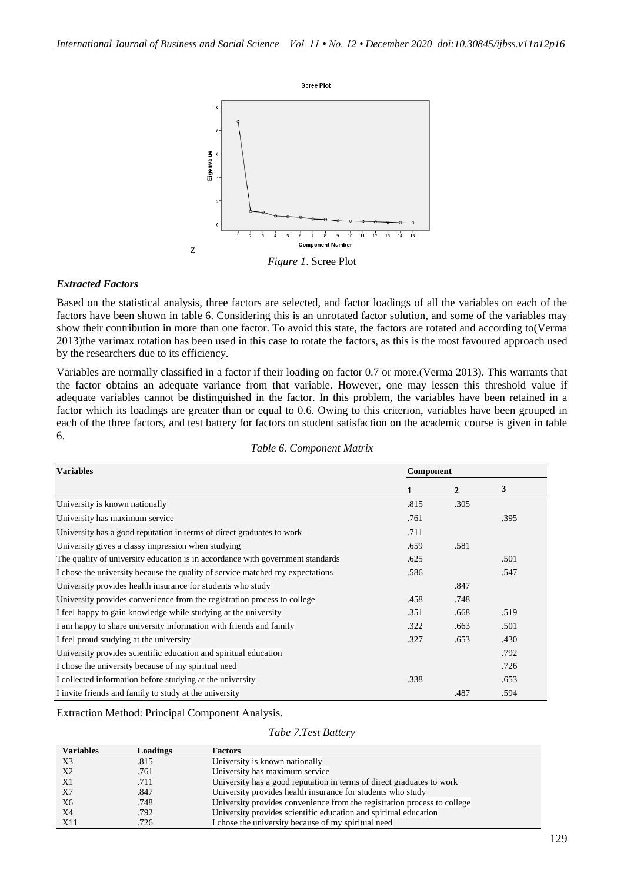Figure 1. Scree Plot

### *Extracted Factors*

Based on the statistical analysis, three factors are selected, and factor loadings of all the variables on each of the factors have been shown in table 6. Considering this is an unrotated factor solution, and some of the variables may show their contribution in more than one factor. To avoid this state, the factors are rotated and according to(Verma 2013)the varimax rotation has been used in this case to rotate the factors, as this is the most favoured approach used by the researchers due to its efficiency.

Variables are normally classified in a factor if their loading on factor 0.7 or more.(Verma 2013). This warrants that the factor obtains an adequate variance from that variable. However, one may lessen this threshold value if adequate variables cannot be distinguished in the factor. In this problem, the variables have been retained in a factor which its loadings are greater than or equal to 0.6. Owing to this criterion, variables have been grouped in each of the three factors, and test battery for factors on student satisfaction on the academic course is given in table 6.

*Table 6. Component Matrix*

| Variables | Component | | |
|---|---|---|---|
| | 1 | 2 | 3 |
| University is known nationally | .815 | .305 | |
| University has maximum service | .761 | | .395 |
| University has a good reputation in terms of direct graduates to work | .711 | | |
| University gives a classy impression when studying | .659 | .581 | |
| The quality of university education is in accordance with government standards | .625 | | .501 |
| I chose the university because the quality of service matched my expectations | .586 | | .547 |
| University provides health insurance for students who study | | .847 | |
| University provides convenience from the registration process to college | .458 | .748 | |
| I feel happy to gain knowledge while studying at the university | .351 | .668 | .519 |
| I am happy to share university information with friends and family | .322 | .663 | .501 |
| I feel proud studying at the university | .327 | .653 | .430 |
| University provides scientific education and spiritual education | | | .792 |
| I chose the university because of my spiritual need | | | .726 |
| I collected information before studying at the university | .338 | | .653 |
| I invite friends and family to study at the university | | .487 | .594 |

Extraction Method: Principal Component Analysis.

*Tabe 7.Test Battery*

| Variables | Loadings | Factors |
|---|---|---|
| X3 | .815 | University is known nationally |
| X2 | .761 | University has maximum service |
| X1 | .711 | University has a good reputation in terms of direct graduates to work |
| X7 | .847 | University provides health insurance for students who study |
| X6 | .748 | University provides convenience from the registration process to college |
| X4 | .792 | University provides scientific education and spiritual education |
| X11 | .726 | I chose the university because of my spiritual need |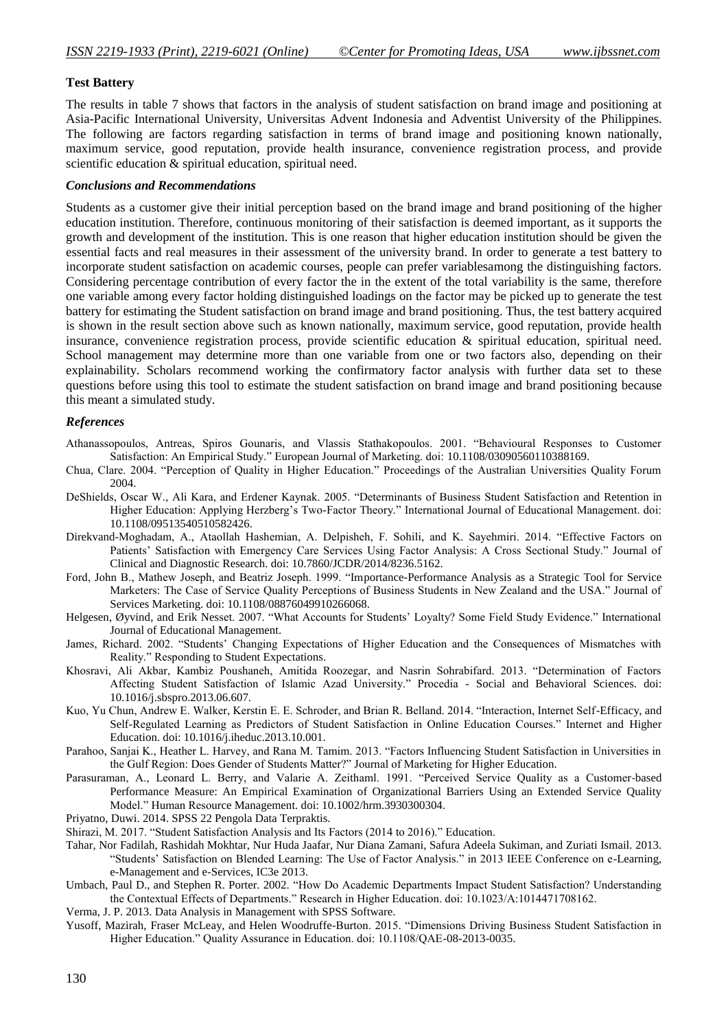**Test Battery**

The results in table 7 shows that factors in the analysis of student satisfaction on brand image and positioning at Asia-Pacific International University, Universitas Advent Indonesia and Adventist University of the Philippines. The following are factors regarding satisfaction in terms of brand image and positioning known nationally, maximum service, good reputation, provide health insurance, convenience registration process, and provide scientific education & spiritual education, spiritual need.

***Conclusions and Recommendations***

Students as a customer give their initial perception based on the brand image and brand positioning of the higher education institution. Therefore, continuous monitoring of their satisfaction is deemed important, as it supports the growth and development of the institution. This is one reason that higher education institution should be given the essential facts and real measures in their assessment of the university brand. In order to generate a test battery to incorporate student satisfaction on academic courses, people can prefer variablesamong the distinguishing factors. Considering percentage contribution of every factor the in the extent of the total variability is the same, therefore one variable among every factor holding distinguished loadings on the factor may be picked up to generate the test battery for estimating the Student satisfaction on brand image and brand positioning. Thus, the test battery acquired is shown in the result section above such as known nationally, maximum service, good reputation, provide health insurance, convenience registration process, provide scientific education & spiritual education, spiritual need. School management may determine more than one variable from one or two factors also, depending on their explainability. Scholars recommend working the confirmatory factor analysis with further data set to these questions before using this tool to estimate the student satisfaction on brand image and brand positioning because this meant a simulated study.

***References***

Athanassopoulos, Antreas, Spiros Gounaris, and Vlassis Stathakopoulos. 2001. "Behavioural Responses to Customer Satisfaction: An Empirical Study." European Journal of Marketing. doi: 10.1108/03090560110388169.

Chua, Clare. 2004. "Perception of Quality in Higher Education." Proceedings of the Australian Universities Quality Forum 2004.

DeShields, Oscar W., Ali Kara, and Erdener Kaynak. 2005. "Determinants of Business Student Satisfaction and Retention in Higher Education: Applying Herzberg's Two-Factor Theory." International Journal of Educational Management. doi: 10.1108/09513540510582426.

Direkvand-Moghadam, A., Ataollah Hashemian, A. Delpisheh, F. Sohili, and K. Sayehmiri. 2014. "Effective Factors on Patients' Satisfaction with Emergency Care Services Using Factor Analysis: A Cross Sectional Study." Journal of Clinical and Diagnostic Research. doi: 10.7860/JCDR/2014/8236.5162.

Ford, John B., Mathew Joseph, and Beatriz Joseph. 1999. "Importance-Performance Analysis as a Strategic Tool for Service Marketers: The Case of Service Quality Perceptions of Business Students in New Zealand and the USA." Journal of Services Marketing. doi: 10.1108/08876049910266068.

Helgesen, Øyvind, and Erik Nesset. 2007. "What Accounts for Students' Loyalty? Some Field Study Evidence." International Journal of Educational Management.

James, Richard. 2002. "Students' Changing Expectations of Higher Education and the Consequences of Mismatches with Reality." Responding to Student Expectations.

Khosravi, Ali Akbar, Kambiz Poushaneh, Amitida Roozegar, and Nasrin Sohrabifard. 2013. "Determination of Factors Affecting Student Satisfaction of Islamic Azad University." Procedia - Social and Behavioral Sciences. doi: 10.1016/j.sbspro.2013.06.607.

Kuo, Yu Chun, Andrew E. Walker, Kerstin E. E. Schroder, and Brian R. Belland. 2014. "Interaction, Internet Self-Efficacy, and Self-Regulated Learning as Predictors of Student Satisfaction in Online Education Courses." Internet and Higher Education. doi: 10.1016/j.iheduc.2013.10.001.

Parahoo, Sanjai K., Heather L. Harvey, and Rana M. Tamim. 2013. "Factors Influencing Student Satisfaction in Universities in the Gulf Region: Does Gender of Students Matter?" Journal of Marketing for Higher Education.

Parasuraman, A., Leonard L. Berry, and Valarie A. Zeithaml. 1991. "Perceived Service Quality as a Customer-based Performance Measure: An Empirical Examination of Organizational Barriers Using an Extended Service Quality Model." Human Resource Management. doi: 10.1002/hrm.3930300304.

Priyatno, Duwi. 2014. SPSS 22 Pengola Data Terpraktis.

Shirazi, M. 2017. "Student Satisfaction Analysis and Its Factors (2014 to 2016)." Education.

Tahar, Nor Fadilah, Rashidah Mokhtar, Nur Huda Jaafar, Nur Diana Zamani, Safura Adeela Sukiman, and Zuriati Ismail. 2013. "Students' Satisfaction on Blended Learning: The Use of Factor Analysis." in 2013 IEEE Conference on e-Learning, e-Management and e-Services, IC3e 2013.

Umbach, Paul D., and Stephen R. Porter. 2002. "How Do Academic Departments Impact Student Satisfaction? Understanding the Contextual Effects of Departments." Research in Higher Education. doi: 10.1023/A:1014471708162.

Verma, J. P. 2013. Data Analysis in Management with SPSS Software.

Yusoff, Mazirah, Fraser McLeay, and Helen Woodruffe-Burton. 2015. "Dimensions Driving Business Student Satisfaction in Higher Education." Quality Assurance in Education. doi: 10.1108/QAE-08-2013-0035.